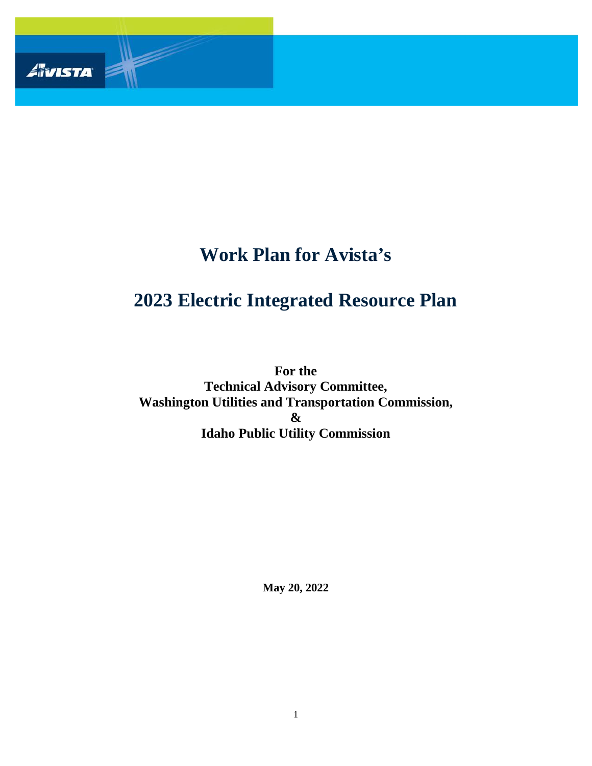# Work Plan for Avista's

# 2023 Electric Integrated Resource Plan

**For the**
**Technical Advisory Committee,**
**Washington Utilities and Transportation Commission,**
**&**
**Idaho Public Utility Commission**

**May 20, 2022**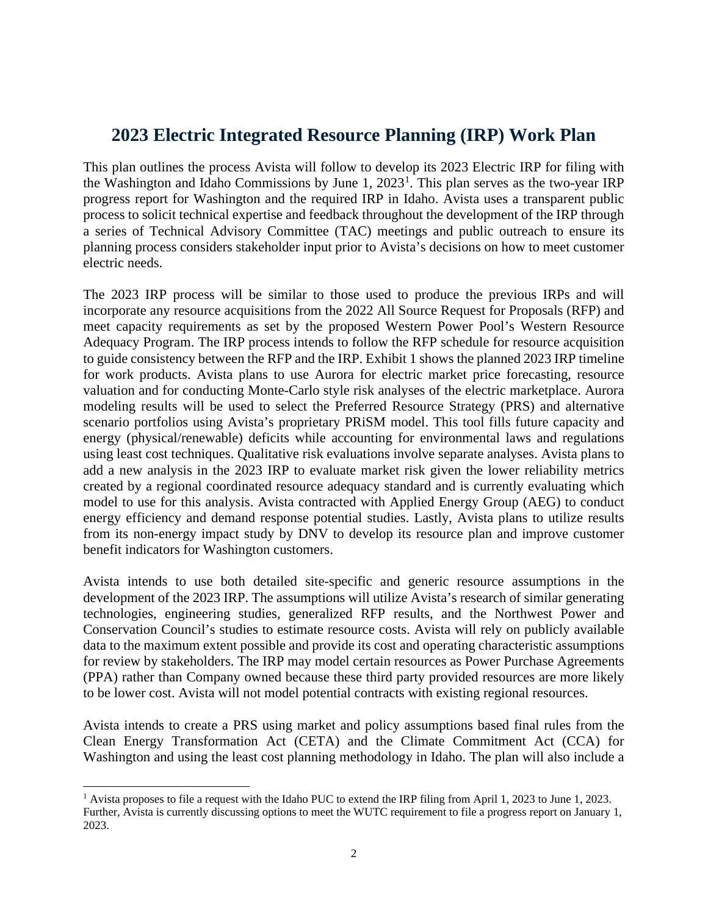# 2023 Electric Integrated Resource Planning (IRP) Work Plan

This plan outlines the process Avista will follow to develop its 2023 Electric IRP for filing with the Washington and Idaho Commissions by June 1, 2023[1]. This plan serves as the two-year IRP progress report for Washington and the required IRP in Idaho. Avista uses a transparent public process to solicit technical expertise and feedback throughout the development of the IRP through a series of Technical Advisory Committee (TAC) meetings and public outreach to ensure its planning process considers stakeholder input prior to Avista's decisions on how to meet customer electric needs.

The 2023 IRP process will be similar to those used to produce the previous IRPs and will incorporate any resource acquisitions from the 2022 All Source Request for Proposals (RFP) and meet capacity requirements as set by the proposed Western Power Pool's Western Resource Adequacy Program. The IRP process intends to follow the RFP schedule for resource acquisition to guide consistency between the RFP and the IRP. Exhibit 1 shows the planned 2023 IRP timeline for work products. Avista plans to use Aurora for electric market price forecasting, resource valuation and for conducting Monte-Carlo style risk analyses of the electric marketplace. Aurora modeling results will be used to select the Preferred Resource Strategy (PRS) and alternative scenario portfolios using Avista's proprietary PRiSM model. This tool fills future capacity and energy (physical/renewable) deficits while accounting for environmental laws and regulations using least cost techniques. Qualitative risk evaluations involve separate analyses. Avista plans to add a new analysis in the 2023 IRP to evaluate market risk given the lower reliability metrics created by a regional coordinated resource adequacy standard and is currently evaluating which model to use for this analysis. Avista contracted with Applied Energy Group (AEG) to conduct energy efficiency and demand response potential studies. Lastly, Avista plans to utilize results from its non-energy impact study by DNV to develop its resource plan and improve customer benefit indicators for Washington customers.

Avista intends to use both detailed site-specific and generic resource assumptions in the development of the 2023 IRP. The assumptions will utilize Avista's research of similar generating technologies, engineering studies, generalized RFP results, and the Northwest Power and Conservation Council's studies to estimate resource costs. Avista will rely on publicly available data to the maximum extent possible and provide its cost and operating characteristic assumptions for review by stakeholders. The IRP may model certain resources as Power Purchase Agreements (PPA) rather than Company owned because these third party provided resources are more likely to be lower cost. Avista will not model potential contracts with existing regional resources.

Avista intends to create a PRS using market and policy assumptions based final rules from the Clean Energy Transformation Act (CETA) and the Climate Commitment Act (CCA) for Washington and using the least cost planning methodology in Idaho. The plan will also include a

[1] Avista proposes to file a request with the Idaho PUC to extend the IRP filing from April 1, 2023 to June 1, 2023. Further, Avista is currently discussing options to meet the WUTC requirement to file a progress report on January 1, 2023.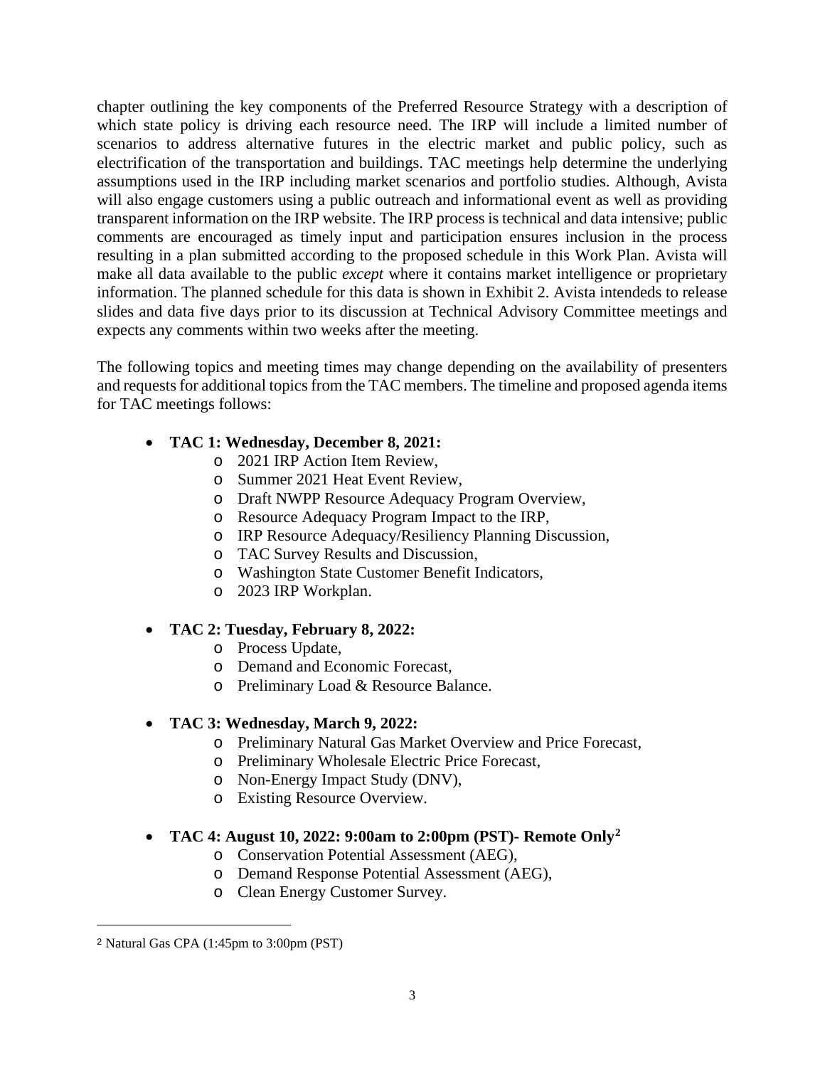chapter outlining the key components of the Preferred Resource Strategy with a description of which state policy is driving each resource need. The IRP will include a limited number of scenarios to address alternative futures in the electric market and public policy, such as electrification of the transportation and buildings. TAC meetings help determine the underlying assumptions used in the IRP including market scenarios and portfolio studies. Although, Avista will also engage customers using a public outreach and informational event as well as providing transparent information on the IRP website. The IRP process is technical and data intensive; public comments are encouraged as timely input and participation ensures inclusion in the process resulting in a plan submitted according to the proposed schedule in this Work Plan. Avista will make all data available to the public *except* where it contains market intelligence or proprietary information. The planned schedule for this data is shown in Exhibit 2. Avista intendeds to release slides and data five days prior to its discussion at Technical Advisory Committee meetings and expects any comments within two weeks after the meeting.

The following topics and meeting times may change depending on the availability of presenters and requests for additional topics from the TAC members. The timeline and proposed agenda items for TAC meetings follows:

- **TAC 1: Wednesday, December 8, 2021:**
  - 2021 IRP Action Item Review,
  - Summer 2021 Heat Event Review,
  - Draft NWPP Resource Adequacy Program Overview,
  - Resource Adequacy Program Impact to the IRP,
  - IRP Resource Adequacy/Resiliency Planning Discussion,
  - TAC Survey Results and Discussion,
  - Washington State Customer Benefit Indicators,
  - 2023 IRP Workplan.
- **TAC 2: Tuesday, February 8, 2022:**
  - Process Update,
  - Demand and Economic Forecast,
  - Preliminary Load & Resource Balance.
- **TAC 3: Wednesday, March 9, 2022:**
  - Preliminary Natural Gas Market Overview and Price Forecast,
  - Preliminary Wholesale Electric Price Forecast,
  - Non-Energy Impact Study (DNV),
  - Existing Resource Overview.
- **TAC 4: August 10, 2022: 9:00am to 2:00pm (PST)- Remote Only[2]**
  - Conservation Potential Assessment (AEG),
  - Demand Response Potential Assessment (AEG),
  - Clean Energy Customer Survey.

[2] Natural Gas CPA (1:45pm to 3:00pm (PST)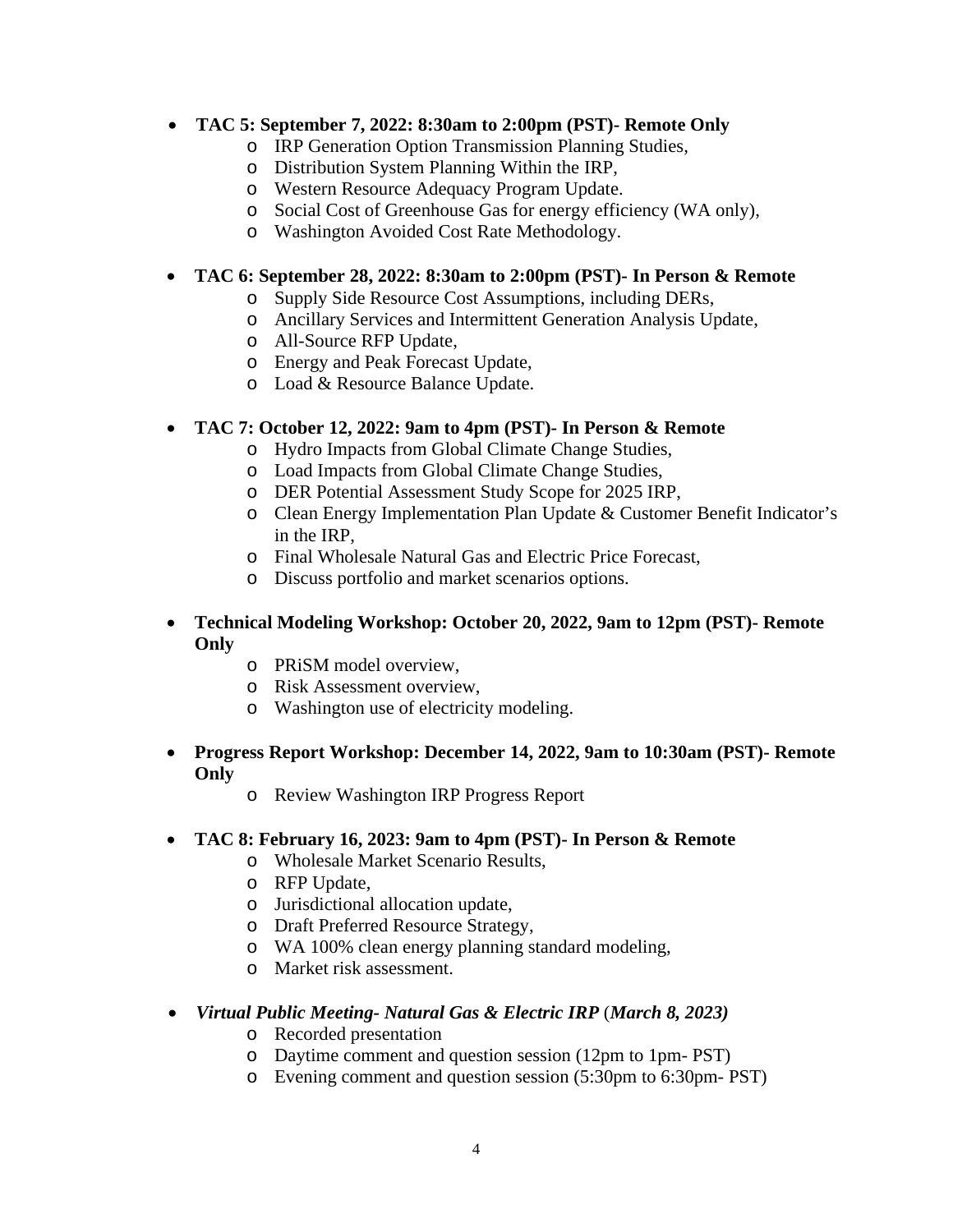- **TAC 5: September 7, 2022: 8:30am to 2:00pm (PST)- Remote Only**
  - IRP Generation Option Transmission Planning Studies,
  - Distribution System Planning Within the IRP,
  - Western Resource Adequacy Program Update.
  - Social Cost of Greenhouse Gas for energy efficiency (WA only),
  - Washington Avoided Cost Rate Methodology.

- **TAC 6: September 28, 2022: 8:30am to 2:00pm (PST)- In Person & Remote**
  - Supply Side Resource Cost Assumptions, including DERs,
  - Ancillary Services and Intermittent Generation Analysis Update,
  - All-Source RFP Update,
  - Energy and Peak Forecast Update,
  - Load & Resource Balance Update.

- **TAC 7: October 12, 2022: 9am to 4pm (PST)- In Person & Remote**
  - Hydro Impacts from Global Climate Change Studies,
  - Load Impacts from Global Climate Change Studies,
  - DER Potential Assessment Study Scope for 2025 IRP,
  - Clean Energy Implementation Plan Update & Customer Benefit Indicator's in the IRP,
  - Final Wholesale Natural Gas and Electric Price Forecast,
  - Discuss portfolio and market scenarios options.

- **Technical Modeling Workshop: October 20, 2022, 9am to 12pm (PST)- Remote Only**
  - PRiSM model overview,
  - Risk Assessment overview,
  - Washington use of electricity modeling.

- **Progress Report Workshop: December 14, 2022, 9am to 10:30am (PST)- Remote Only**
  - Review Washington IRP Progress Report

- **TAC 8: February 16, 2023: 9am to 4pm (PST)- In Person & Remote**
  - Wholesale Market Scenario Results,
  - RFP Update,
  - Jurisdictional allocation update,
  - Draft Preferred Resource Strategy,
  - WA 100% clean energy planning standard modeling,
  - Market risk assessment.

- ***Virtual Public Meeting- Natural Gas & Electric IRP*** (***March 8, 2023)***
  - Recorded presentation
  - Daytime comment and question session (12pm to 1pm- PST)
  - Evening comment and question session (5:30pm to 6:30pm- PST)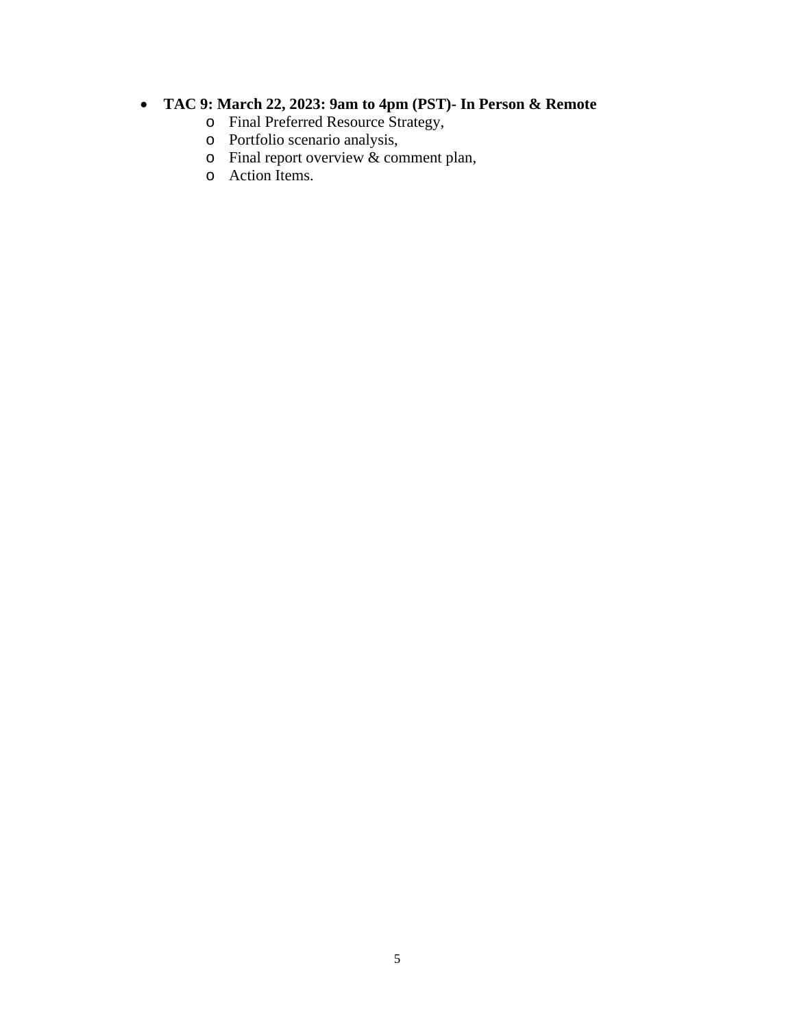- **TAC 9: March 22, 2023: 9am to 4pm (PST)- In Person & Remote**
  - Final Preferred Resource Strategy,
  - Portfolio scenario analysis,
  - Final report overview & comment plan,
  - Action Items.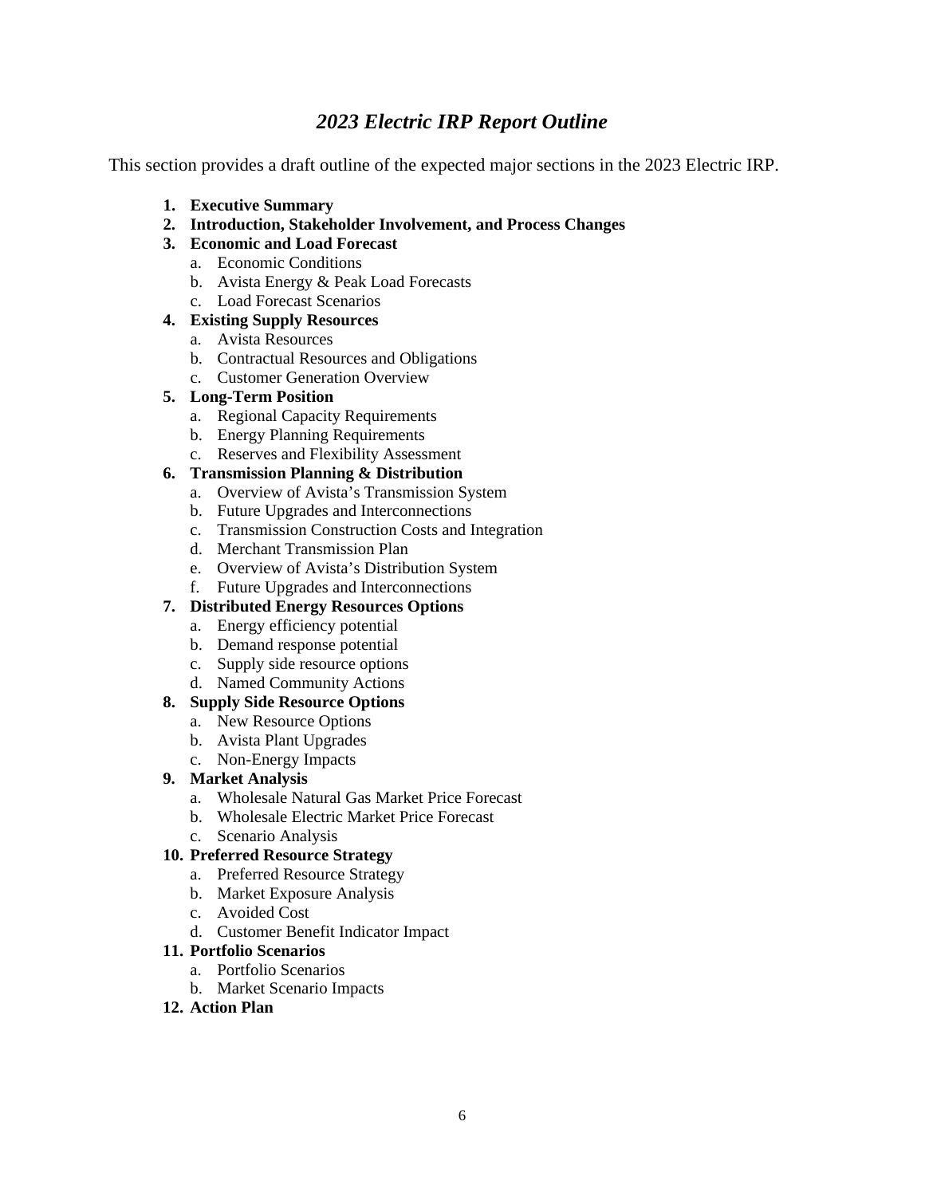## *2023 Electric IRP Report Outline*

This section provides a draft outline of the expected major sections in the 2023 Electric IRP.

1. **Executive Summary**
2. **Introduction, Stakeholder Involvement, and Process Changes**
3. **Economic and Load Forecast**
    a. Economic Conditions
    b. Avista Energy & Peak Load Forecasts
    c. Load Forecast Scenarios
4. **Existing Supply Resources**
    a. Avista Resources
    b. Contractual Resources and Obligations
    c. Customer Generation Overview
5. **Long-Term Position**
    a. Regional Capacity Requirements
    b. Energy Planning Requirements
    c. Reserves and Flexibility Assessment
6. **Transmission Planning & Distribution**
    a. Overview of Avista's Transmission System
    b. Future Upgrades and Interconnections
    c. Transmission Construction Costs and Integration
    d. Merchant Transmission Plan
    e. Overview of Avista's Distribution System
    f. Future Upgrades and Interconnections
7. **Distributed Energy Resources Options**
    a. Energy efficiency potential
    b. Demand response potential
    c. Supply side resource options
    d. Named Community Actions
8. **Supply Side Resource Options**
    a. New Resource Options
    b. Avista Plant Upgrades
    c. Non-Energy Impacts
9. **Market Analysis**
    a. Wholesale Natural Gas Market Price Forecast
    b. Wholesale Electric Market Price Forecast
    c. Scenario Analysis
10. **Preferred Resource Strategy**
    a. Preferred Resource Strategy
    b. Market Exposure Analysis
    c. Avoided Cost
    d. Customer Benefit Indicator Impact
11. **Portfolio Scenarios**
    a. Portfolio Scenarios
    b. Market Scenario Impacts
12. **Action Plan**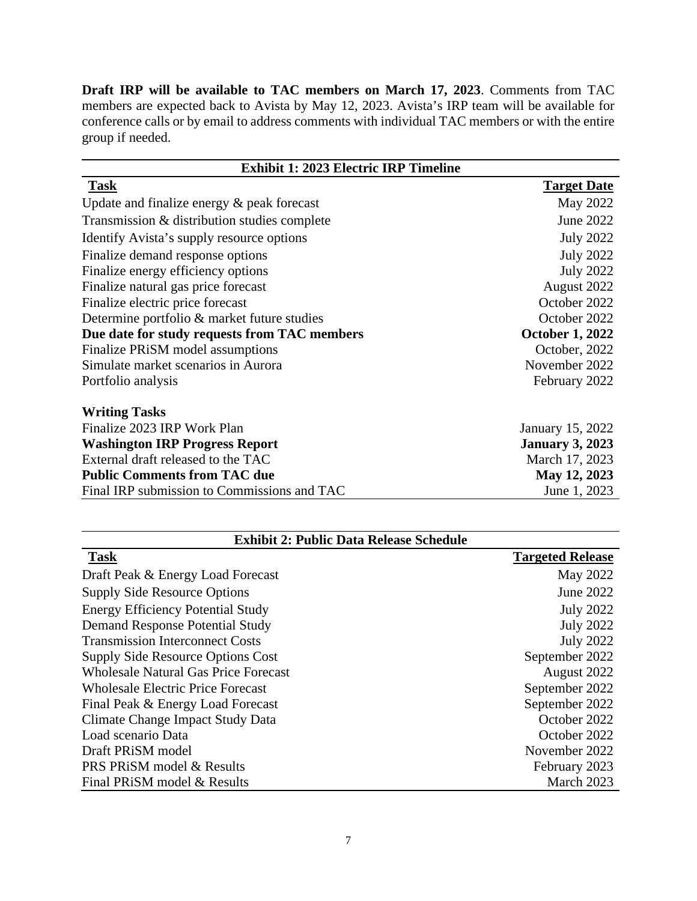**Draft IRP will be available to TAC members on March 17, 2023**. Comments from TAC members are expected back to Avista by May 12, 2023. Avista's IRP team will be available for conference calls or by email to address comments with individual TAC members or with the entire group if needed.

**Exhibit 1: 2023 Electric IRP Timeline**

| **Task** | **Target Date** |
|---|---|
| Update and finalize energy & peak forecast | May 2022 |
| Transmission & distribution studies complete | June 2022 |
| Identify Avista's supply resource options | July 2022 |
| Finalize demand response options | July 2022 |
| Finalize energy efficiency options | July 2022 |
| Finalize natural gas price forecast | August 2022 |
| Finalize electric price forecast | October 2022 |
| Determine portfolio & market future studies | October 2022 |
| **Due date for study requests from TAC members** | **October 1, 2022** |
| Finalize PRiSM model assumptions | October, 2022 |
| Simulate market scenarios in Aurora | November 2022 |
| Portfolio analysis | February 2022 |
| **Writing Tasks** | |
| Finalize 2023 IRP Work Plan | January 15, 2022 |
| **Washington IRP Progress Report** | **January 3, 2023** |
| External draft released to the TAC | March 17, 2023 |
| **Public Comments from TAC due** | **May 12, 2023** |
| Final IRP submission to Commissions and TAC | June 1, 2023 |

**Exhibit 2: Public Data Release Schedule**

| **Task** | **Targeted Release** |
|---|---|
| Draft Peak & Energy Load Forecast | May 2022 |
| Supply Side Resource Options | June 2022 |
| Energy Efficiency Potential Study | July 2022 |
| Demand Response Potential Study | July 2022 |
| Transmission Interconnect Costs | July 2022 |
| Supply Side Resource Options Cost | September 2022 |
| Wholesale Natural Gas Price Forecast | August 2022 |
| Wholesale Electric Price Forecast | September 2022 |
| Final Peak & Energy Load Forecast | September 2022 |
| Climate Change Impact Study Data | October 2022 |
| Load scenario Data | October 2022 |
| Draft PRiSM model | November 2022 |
| PRS PRiSM model & Results | February 2023 |
| Final PRiSM model & Results | March 2023 |